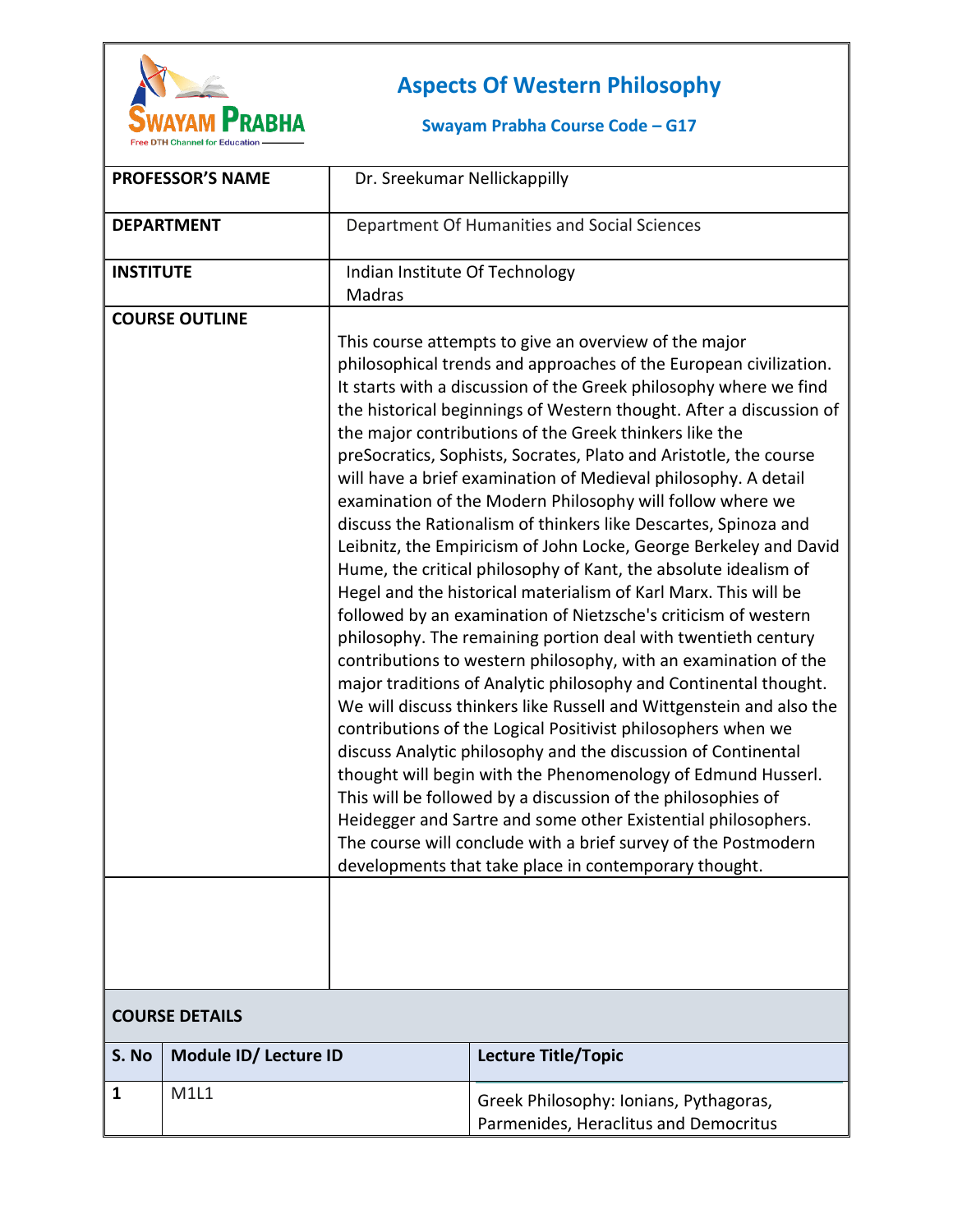# Aspects Of Western Philosophy

**Swayam Prabha Course Code – G17**

| | |
|---|---|
| **PROFESSOR'S NAME** | Dr. Sreekumar Nellickappilly |
| **DEPARTMENT** | Department Of Humanities and Social Sciences |
| **INSTITUTE** | Indian Institute Of Technology Madras |
| **COURSE OUTLINE** | This course attempts to give an overview of the major philosophical trends and approaches of the European civilization. It starts with a discussion of the Greek philosophy where we find the historical beginnings of Western thought. After a discussion of the major contributions of the Greek thinkers like the preSocratics, Sophists, Socrates, Plato and Aristotle, the course will have a brief examination of Medieval philosophy. A detail examination of the Modern Philosophy will follow where we discuss the Rationalism of thinkers like Descartes, Spinoza and Leibnitz, the Empiricism of John Locke, George Berkeley and David Hume, the critical philosophy of Kant, the absolute idealism of Hegel and the historical materialism of Karl Marx. This will be followed by an examination of Nietzsche's criticism of western philosophy. The remaining portion deal with twentieth century contributions to western philosophy, with an examination of the major traditions of Analytic philosophy and Continental thought. We will discuss thinkers like Russell and Wittgenstein and also the contributions of the Logical Positivist philosophers when we discuss Analytic philosophy and the discussion of Continental thought will begin with the Phenomenology of Edmund Husserl. This will be followed by a discussion of the philosophies of Heidegger and Sartre and some other Existential philosophers. The course will conclude with a brief survey of the Postmodern developments that take place in contemporary thought. |
| | |

**COURSE DETAILS**

| S. No | Module ID/ Lecture ID | Lecture Title/Topic |
|---|---|---|
| 1 | M1L1 | Greek Philosophy: Ionians, Pythagoras, Parmenides, Heraclitus and Democritus |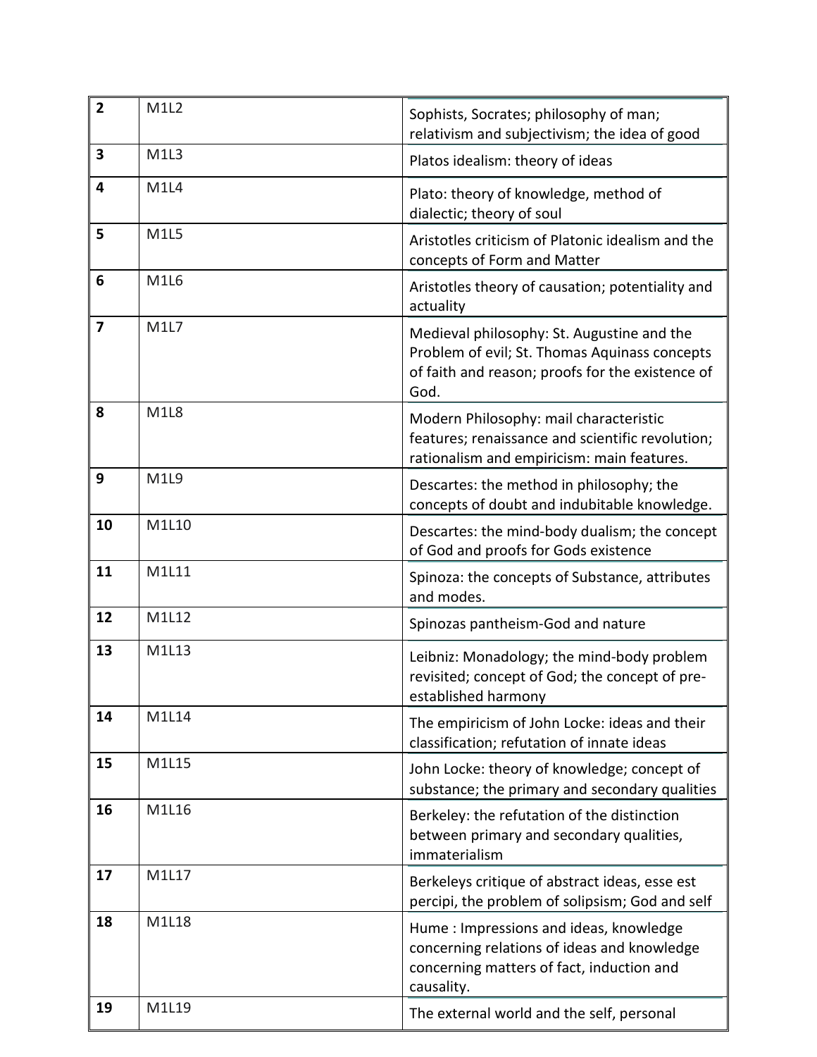| | | |
|---|---|---|
| **2** | M1L2 | Sophists, Socrates; philosophy of man; relativism and subjectivism; the idea of good |
| **3** | M1L3 | Platos idealism: theory of ideas |
| **4** | M1L4 | Plato: theory of knowledge, method of dialectic; theory of soul |
| **5** | M1L5 | Aristotles criticism of Platonic idealism and the concepts of Form and Matter |
| **6** | M1L6 | Aristotles theory of causation; potentiality and actuality |
| **7** | M1L7 | Medieval philosophy: St. Augustine and the Problem of evil; St. Thomas Aquinass concepts of faith and reason; proofs for the existence of God. |
| **8** | M1L8 | Modern Philosophy: mail characteristic features; renaissance and scientific revolution; rationalism and empiricism: main features. |
| **9** | M1L9 | Descartes: the method in philosophy; the concepts of doubt and indubitable knowledge. |
| **10** | M1L10 | Descartes: the mind-body dualism; the concept of God and proofs for Gods existence |
| **11** | M1L11 | Spinoza: the concepts of Substance, attributes and modes. |
| **12** | M1L12 | Spinozas pantheism-God and nature |
| **13** | M1L13 | Leibniz: Monadology; the mind-body problem revisited; concept of God; the concept of pre-established harmony |
| **14** | M1L14 | The empiricism of John Locke: ideas and their classification; refutation of innate ideas |
| **15** | M1L15 | John Locke: theory of knowledge; concept of substance; the primary and secondary qualities |
| **16** | M1L16 | Berkeley: the refutation of the distinction between primary and secondary qualities, immaterialism |
| **17** | M1L17 | Berkeleys critique of abstract ideas, esse est percipi, the problem of solipsism; God and self |
| **18** | M1L18 | Hume : Impressions and ideas, knowledge concerning relations of ideas and knowledge concerning matters of fact, induction and causality. |
| **19** | M1L19 | The external world and the self, personal |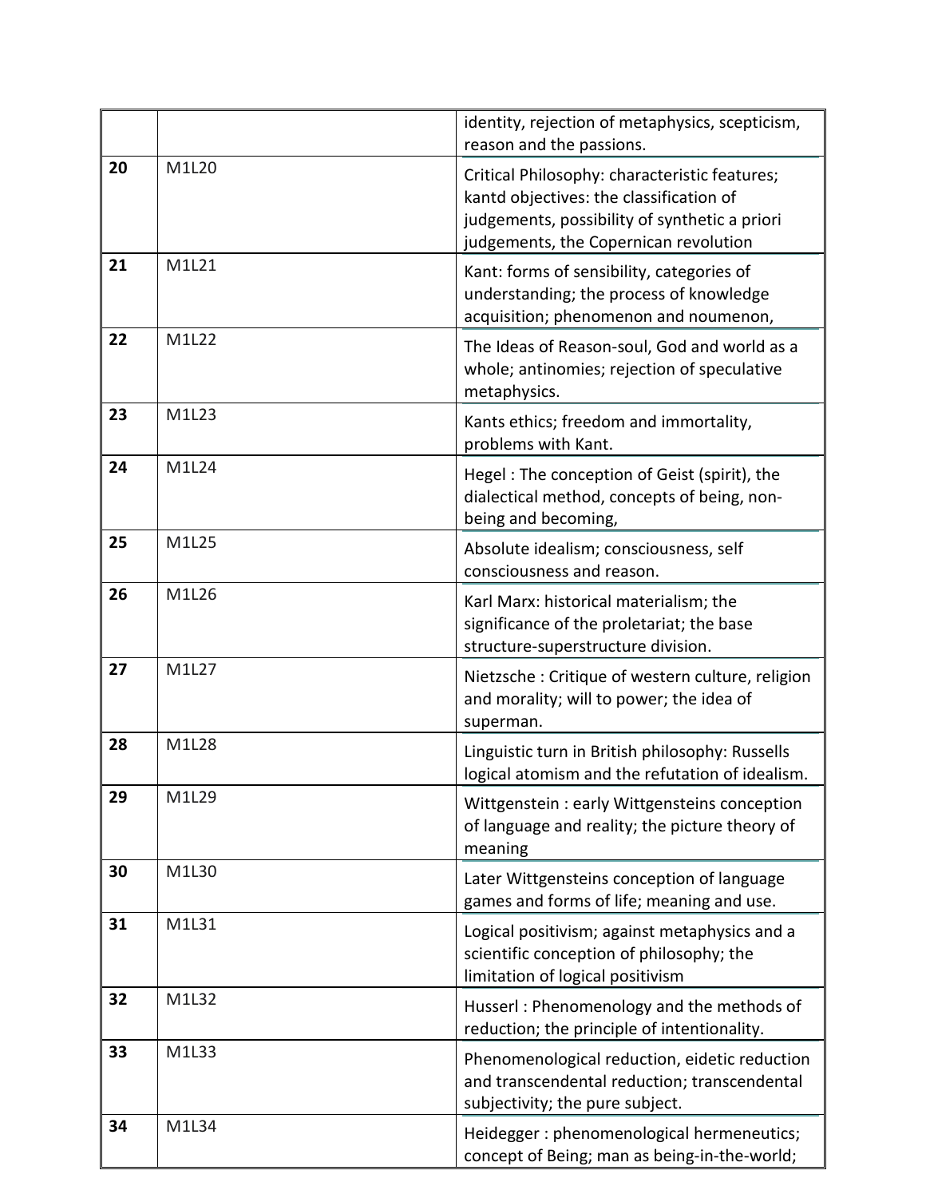| | | |
|---|---|---|
| | | identity, rejection of metaphysics, scepticism, reason and the passions. |
| **20** | M1L20 | Critical Philosophy: characteristic features; kantd objectives: the classification of judgements, possibility of synthetic a priori judgements, the Copernican revolution |
| **21** | M1L21 | Kant: forms of sensibility, categories of understanding; the process of knowledge acquisition; phenomenon and noumenon, |
| **22** | M1L22 | The Ideas of Reason-soul, God and world as a whole; antinomies; rejection of speculative metaphysics. |
| **23** | M1L23 | Kants ethics; freedom and immortality, problems with Kant. |
| **24** | M1L24 | Hegel : The conception of Geist (spirit), the dialectical method, concepts of being, non-being and becoming, |
| **25** | M1L25 | Absolute idealism; consciousness, self consciousness and reason. |
| **26** | M1L26 | Karl Marx: historical materialism; the significance of the proletariat; the base structure-superstructure division. |
| **27** | M1L27 | Nietzsche : Critique of western culture, religion and morality; will to power; the idea of superman. |
| **28** | M1L28 | Linguistic turn in British philosophy: Russells logical atomism and the refutation of idealism. |
| **29** | M1L29 | Wittgenstein : early Wittgensteins conception of language and reality; the picture theory of meaning |
| **30** | M1L30 | Later Wittgensteins conception of language games and forms of life; meaning and use. |
| **31** | M1L31 | Logical positivism; against metaphysics and a scientific conception of philosophy; the limitation of logical positivism |
| **32** | M1L32 | Husserl : Phenomenology and the methods of reduction; the principle of intentionality. |
| **33** | M1L33 | Phenomenological reduction, eidetic reduction and transcendental reduction; transcendental subjectivity; the pure subject. |
| **34** | M1L34 | Heidegger : phenomenological hermeneutics; concept of Being; man as being-in-the-world; |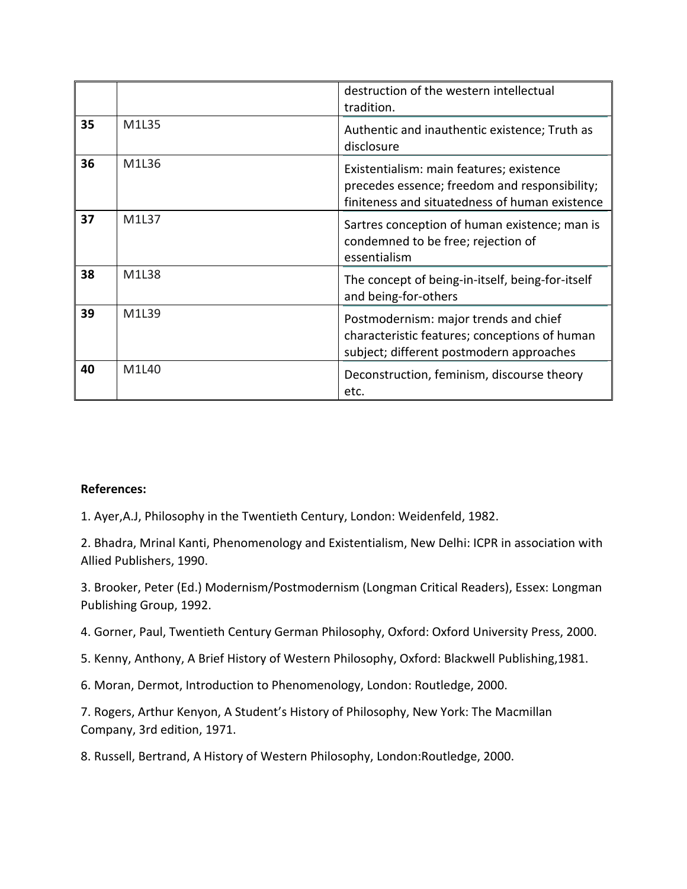| | | |
|---|---|---|
| | | destruction of the western intellectual tradition. |
| **35** | M1L35 | Authentic and inauthentic existence; Truth as disclosure |
| **36** | M1L36 | Existentialism: main features; existence precedes essence; freedom and responsibility; finiteness and situatedness of human existence |
| **37** | M1L37 | Sartres conception of human existence; man is condemned to be free; rejection of essentialism |
| **38** | M1L38 | The concept of being-in-itself, being-for-itself and being-for-others |
| **39** | M1L39 | Postmodernism: major trends and chief characteristic features; conceptions of human subject; different postmodern approaches |
| **40** | M1L40 | Deconstruction, feminism, discourse theory etc. |

**References:**

1. Ayer,A.J, Philosophy in the Twentieth Century, London: Weidenfeld, 1982.

2. Bhadra, Mrinal Kanti, Phenomenology and Existentialism, New Delhi: ICPR in association with Allied Publishers, 1990.

3. Brooker, Peter (Ed.) Modernism/Postmodernism (Longman Critical Readers), Essex: Longman Publishing Group, 1992.

4. Gorner, Paul, Twentieth Century German Philosophy, Oxford: Oxford University Press, 2000.

5. Kenny, Anthony, A Brief History of Western Philosophy, Oxford: Blackwell Publishing,1981.

6. Moran, Dermot, Introduction to Phenomenology, London: Routledge, 2000.

7. Rogers, Arthur Kenyon, A Student's History of Philosophy, New York: The Macmillan Company, 3rd edition, 1971.

8. Russell, Bertrand, A History of Western Philosophy, London:Routledge, 2000.